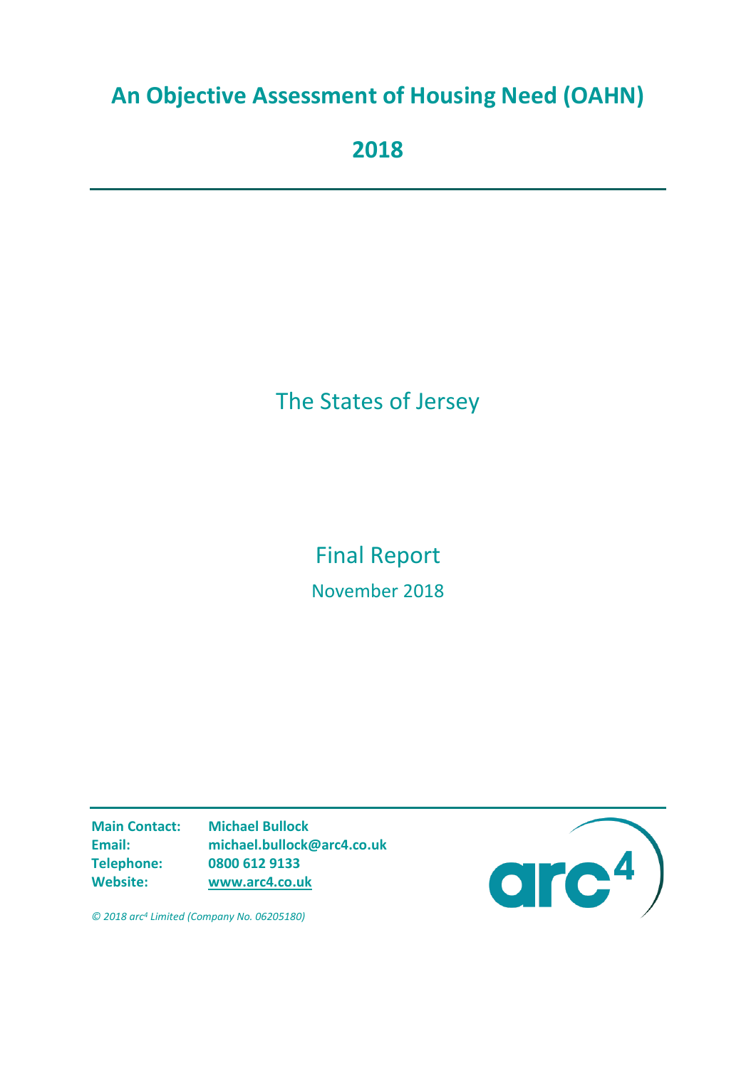# An Objective Assessment of Housing Need (OAHN)

## 2018

The States of Jersey

Final Report

November 2018

**Main Contact:** **Michael Bullock**
**Email:** **michael.bullock@arc4.co.uk**
**Telephone:** **0800 612 9133**
**Website:** **www.arc4.co.uk**

*© 2018 arc[4] Limited (Company No. 06205180)*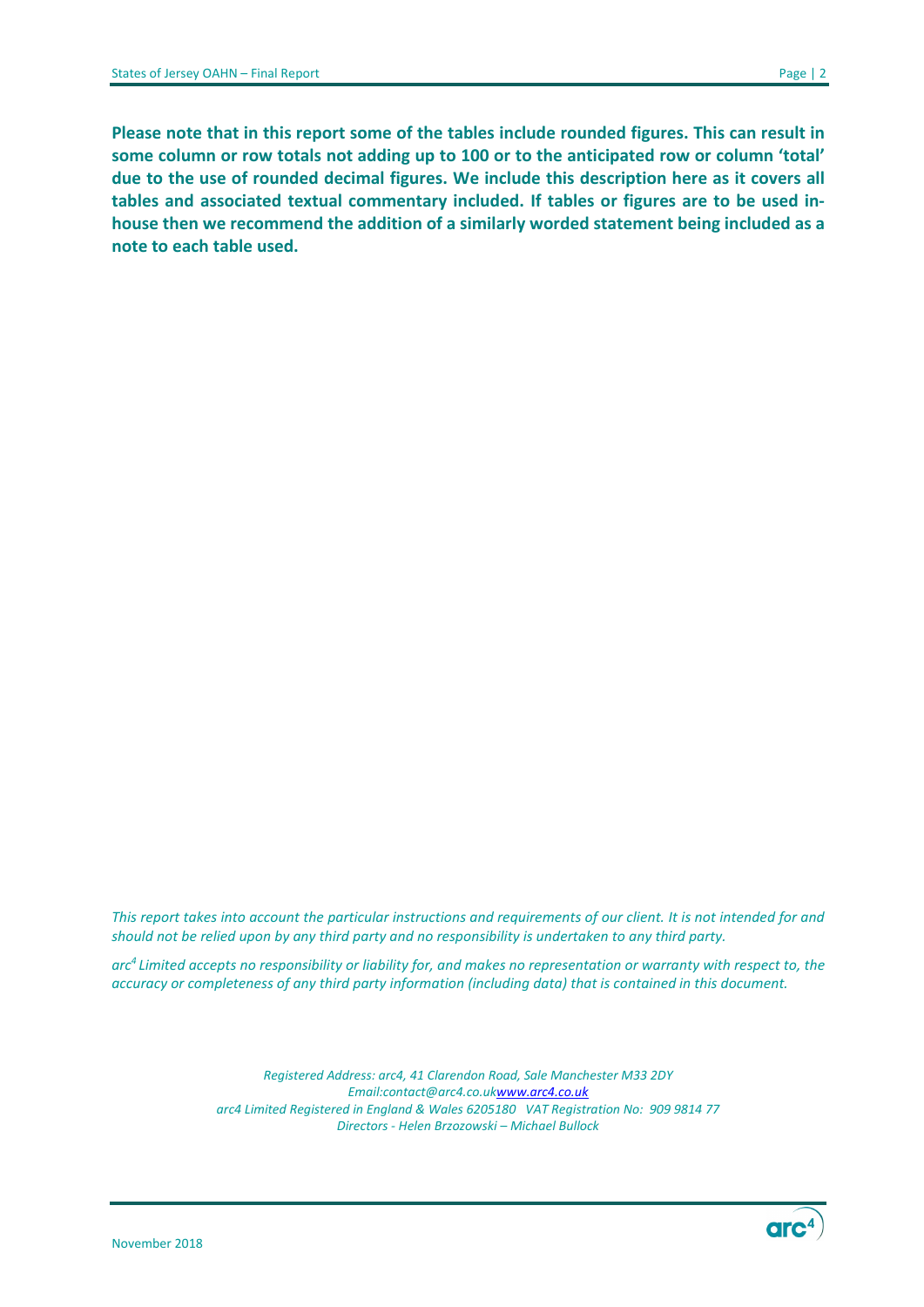**Please note that in this report some of the tables include rounded figures. This can result in some column or row totals not adding up to 100 or to the anticipated row or column 'total' due to the use of rounded decimal figures. We include this description here as it covers all tables and associated textual commentary included. If tables or figures are to be used in-house then we recommend the addition of a similarly worded statement being included as a note to each table used.**

*This report takes into account the particular instructions and requirements of our client. It is not intended for and should not be relied upon by any third party and no responsibility is undertaken to any third party.*

*arc[4] Limited accepts no responsibility or liability for, and makes no representation or warranty with respect to, the accuracy or completeness of any third party information (including data) that is contained in this document.*

*Registered Address: arc4, 41 Clarendon Road, Sale Manchester M33 2DY*
*Email:contact@arc4.co.uk www.arc4.co.uk*
*arc4 Limited Registered in England & Wales 6205180 VAT Registration No: 909 9814 77*
*Directors - Helen Brzozowski – Michael Bullock*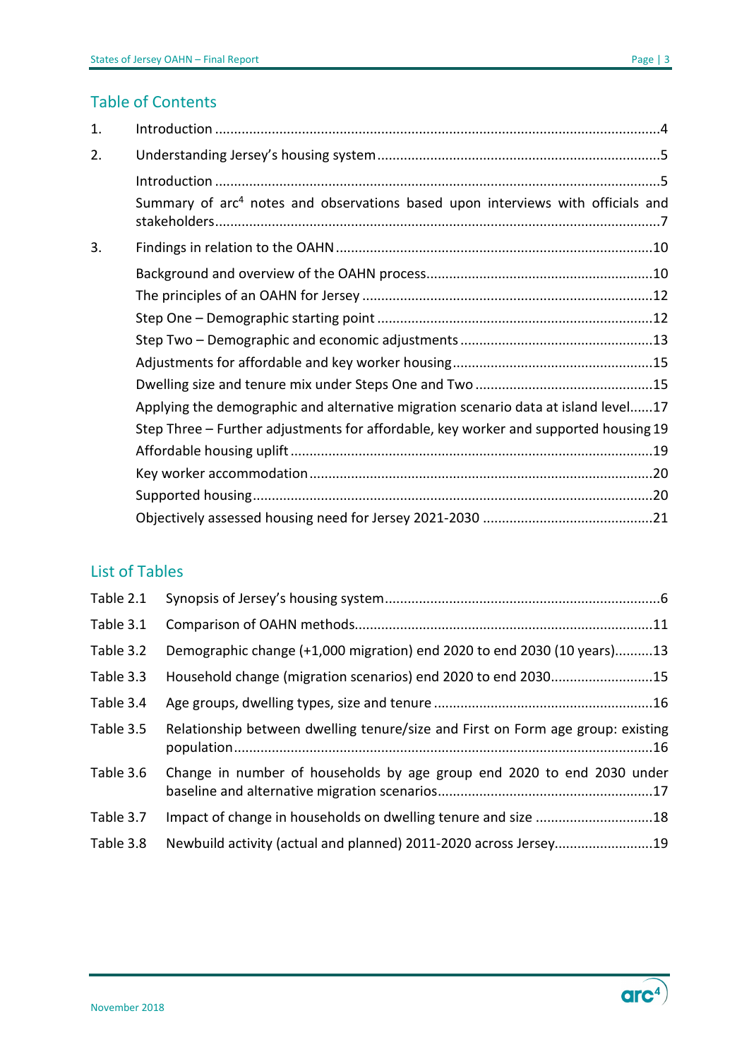## Table of Contents

| | | |
|---|---|---|
| 1. | Introduction | 4 |
| 2. | Understanding Jersey's housing system | 5 |
| | Introduction | 5 |
| | Summary of arc[4] notes and observations based upon interviews with officials and stakeholders | 7 |
| 3. | Findings in relation to the OAHN | 10 |
| | Background and overview of the OAHN process | 10 |
| | The principles of an OAHN for Jersey | 12 |
| | Step One – Demographic starting point | 12 |
| | Step Two – Demographic and economic adjustments | 13 |
| | Adjustments for affordable and key worker housing | 15 |
| | Dwelling size and tenure mix under Steps One and Two | 15 |
| | Applying the demographic and alternative migration scenario data at island level | 17 |
| | Step Three – Further adjustments for affordable, key worker and supported housing | 19 |
| | Affordable housing uplift | 19 |
| | Key worker accommodation | 20 |
| | Supported housing | 20 |
| | Objectively assessed housing need for Jersey 2021-2030 | 21 |

## List of Tables

| | | |
|---|---|---|
| Table 2.1 | Synopsis of Jersey's housing system | 6 |
| Table 3.1 | Comparison of OAHN methods | 11 |
| Table 3.2 | Demographic change (+1,000 migration) end 2020 to end 2030 (10 years) | 13 |
| Table 3.3 | Household change (migration scenarios) end 2020 to end 2030 | 15 |
| Table 3.4 | Age groups, dwelling types, size and tenure | 16 |
| Table 3.5 | Relationship between dwelling tenure/size and First on Form age group: existing population | 16 |
| Table 3.6 | Change in number of households by age group end 2020 to end 2030 under baseline and alternative migration scenarios | 17 |
| Table 3.7 | Impact of change in households on dwelling tenure and size | 18 |
| Table 3.8 | Newbuild activity (actual and planned) 2011-2020 across Jersey | 19 |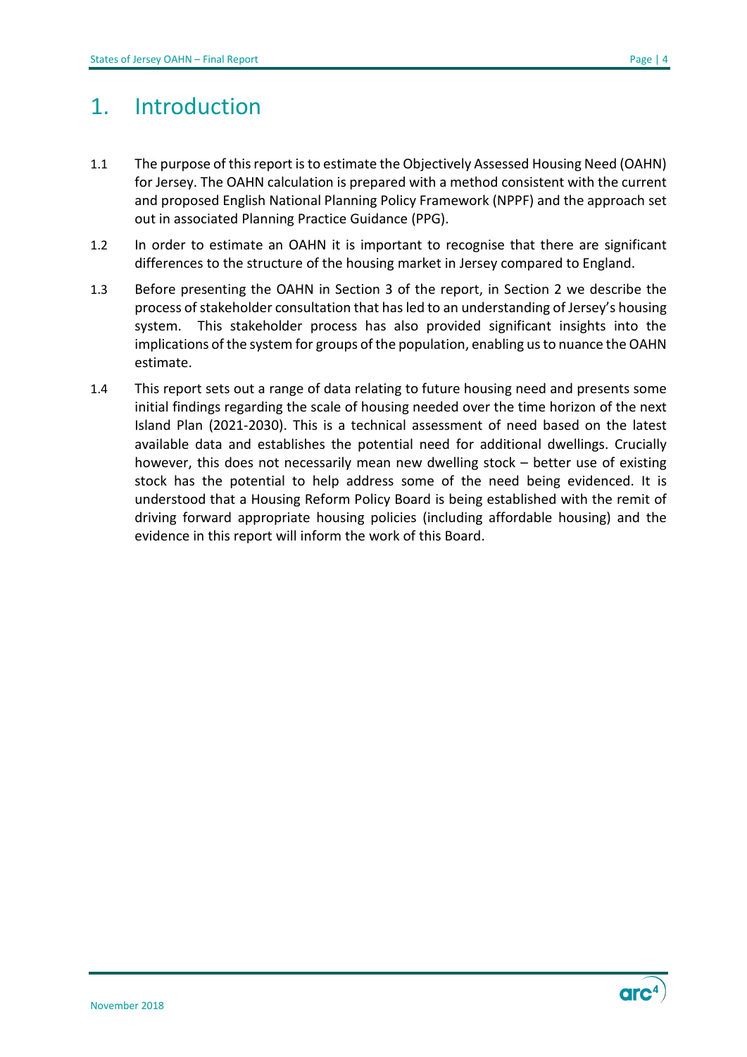# 1. Introduction

1.1 The purpose of this report is to estimate the Objectively Assessed Housing Need (OAHN) for Jersey. The OAHN calculation is prepared with a method consistent with the current and proposed English National Planning Policy Framework (NPPF) and the approach set out in associated Planning Practice Guidance (PPG).

1.2 In order to estimate an OAHN it is important to recognise that there are significant differences to the structure of the housing market in Jersey compared to England.

1.3 Before presenting the OAHN in Section 3 of the report, in Section 2 we describe the process of stakeholder consultation that has led to an understanding of Jersey's housing system. This stakeholder process has also provided significant insights into the implications of the system for groups of the population, enabling us to nuance the OAHN estimate.

1.4 This report sets out a range of data relating to future housing need and presents some initial findings regarding the scale of housing needed over the time horizon of the next Island Plan (2021-2030). This is a technical assessment of need based on the latest available data and establishes the potential need for additional dwellings. Crucially however, this does not necessarily mean new dwelling stock – better use of existing stock has the potential to help address some of the need being evidenced. It is understood that a Housing Reform Policy Board is being established with the remit of driving forward appropriate housing policies (including affordable housing) and the evidence in this report will inform the work of this Board.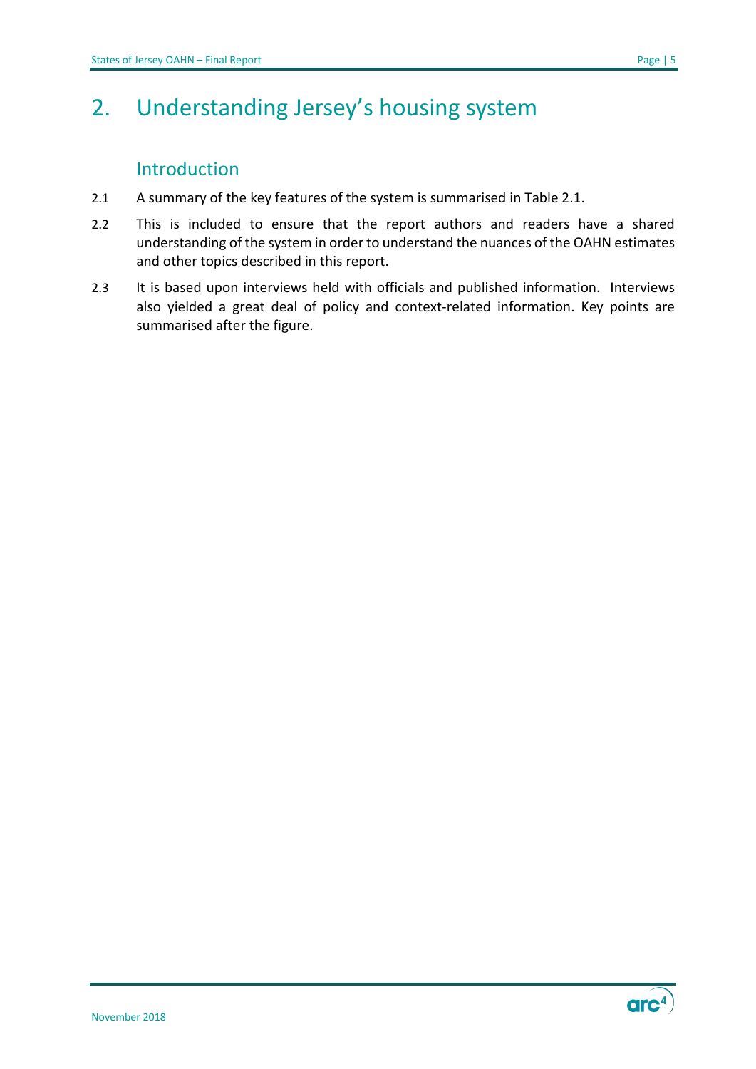# 2. Understanding Jersey's housing system

## Introduction

2.1 A summary of the key features of the system is summarised in Table 2.1.

2.2 This is included to ensure that the report authors and readers have a shared understanding of the system in order to understand the nuances of the OAHN estimates and other topics described in this report.

2.3 It is based upon interviews held with officials and published information. Interviews also yielded a great deal of policy and context-related information. Key points are summarised after the figure.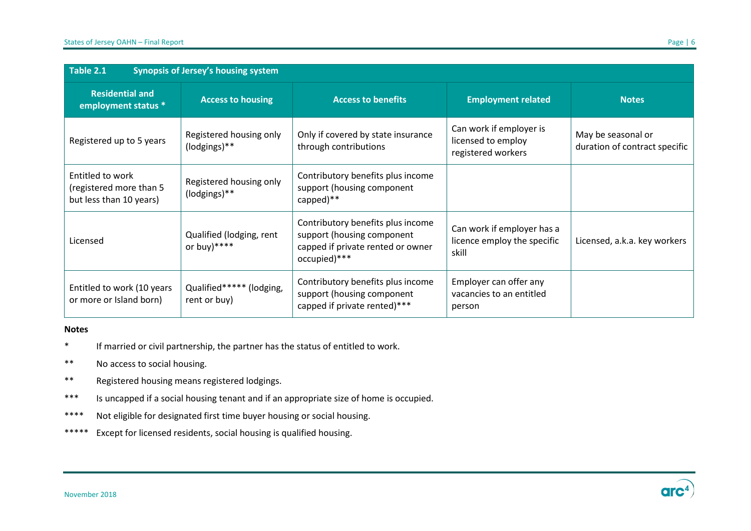**Table 2.1 Synopsis of Jersey's housing system**

| Residential and employment status * | Access to housing | Access to benefits | Employment related | Notes |
|---|---|---|---|---|
| Registered up to 5 years | Registered housing only (lodgings)** | Only if covered by state insurance through contributions | Can work if employer is licensed to employ registered workers | May be seasonal or duration of contract specific |
| Entitled to work (registered more than 5 but less than 10 years) | Registered housing only (lodgings)** | Contributory benefits plus income support (housing component capped)** | | |
| Licensed | Qualified (lodging, rent or buy)**** | Contributory benefits plus income support (housing component capped if private rented or owner occupied)*** | Can work if employer has a licence employ the specific skill | Licensed, a.k.a. key workers |
| Entitled to work (10 years or more or Island born) | Qualified***** (lodging, rent or buy) | Contributory benefits plus income support (housing component capped if private rented)*** | Employer can offer any vacancies to an entitled person | |

**Notes**

\* If married or civil partnership, the partner has the status of entitled to work.

** No access to social housing.

** Registered housing means registered lodgings.

*** Is uncapped if a social housing tenant and if an appropriate size of home is occupied.

**** Not eligible for designated first time buyer housing or social housing.

***** Except for licensed residents, social housing is qualified housing.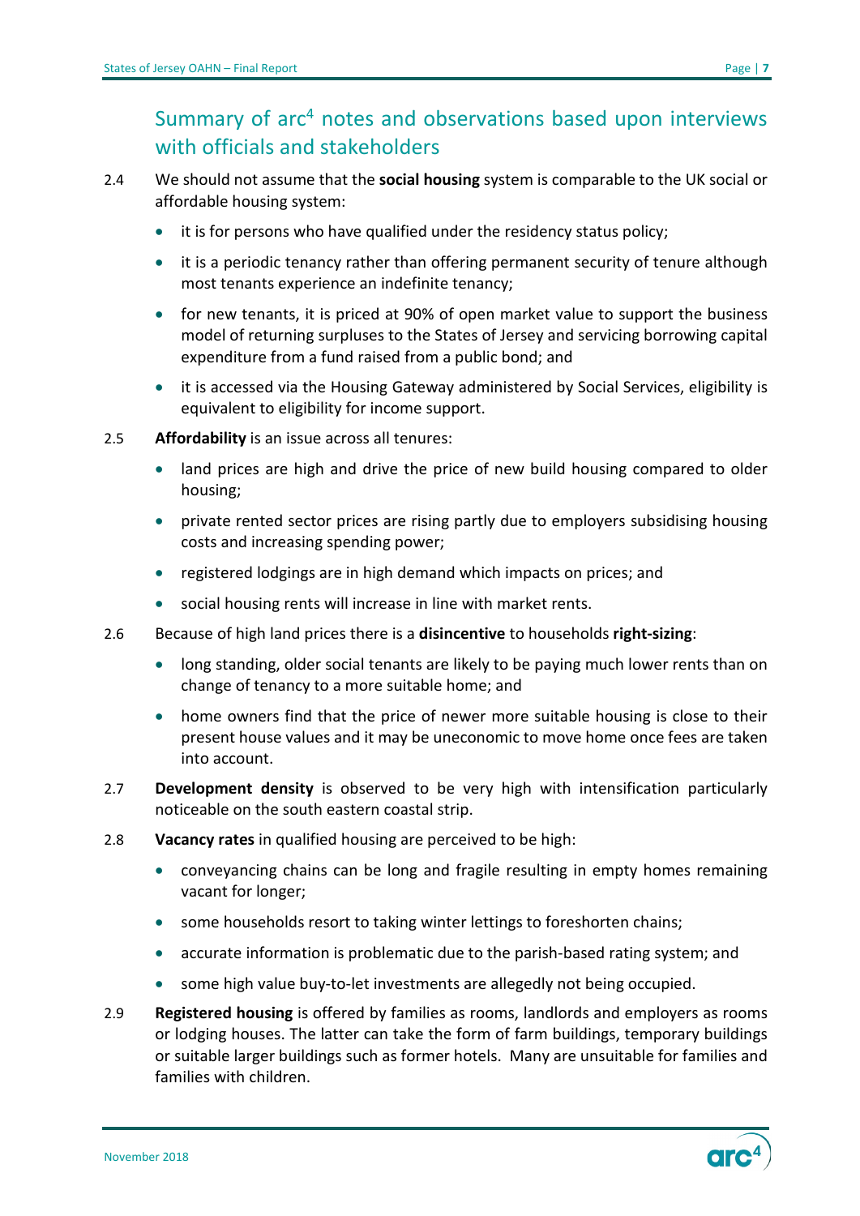## Summary of arc[4] notes and observations based upon interviews with officials and stakeholders

2.4 We should not assume that the **social housing** system is comparable to the UK social or affordable housing system:

- it is for persons who have qualified under the residency status policy;
- it is a periodic tenancy rather than offering permanent security of tenure although most tenants experience an indefinite tenancy;
- for new tenants, it is priced at 90% of open market value to support the business model of returning surpluses to the States of Jersey and servicing borrowing capital expenditure from a fund raised from a public bond; and
- it is accessed via the Housing Gateway administered by Social Services, eligibility is equivalent to eligibility for income support.

2.5 **Affordability** is an issue across all tenures:

- land prices are high and drive the price of new build housing compared to older housing;
- private rented sector prices are rising partly due to employers subsidising housing costs and increasing spending power;
- registered lodgings are in high demand which impacts on prices; and
- social housing rents will increase in line with market rents.

2.6 Because of high land prices there is a **disincentive** to households **right-sizing**:

- long standing, older social tenants are likely to be paying much lower rents than on change of tenancy to a more suitable home; and
- home owners find that the price of newer more suitable housing is close to their present house values and it may be uneconomic to move home once fees are taken into account.

2.7 **Development density** is observed to be very high with intensification particularly noticeable on the south eastern coastal strip.

2.8 **Vacancy rates** in qualified housing are perceived to be high:

- conveyancing chains can be long and fragile resulting in empty homes remaining vacant for longer;
- some households resort to taking winter lettings to foreshorten chains;
- accurate information is problematic due to the parish-based rating system; and
- some high value buy-to-let investments are allegedly not being occupied.

2.9 **Registered housing** is offered by families as rooms, landlords and employers as rooms or lodging houses. The latter can take the form of farm buildings, temporary buildings or suitable larger buildings such as former hotels. Many are unsuitable for families and families with children.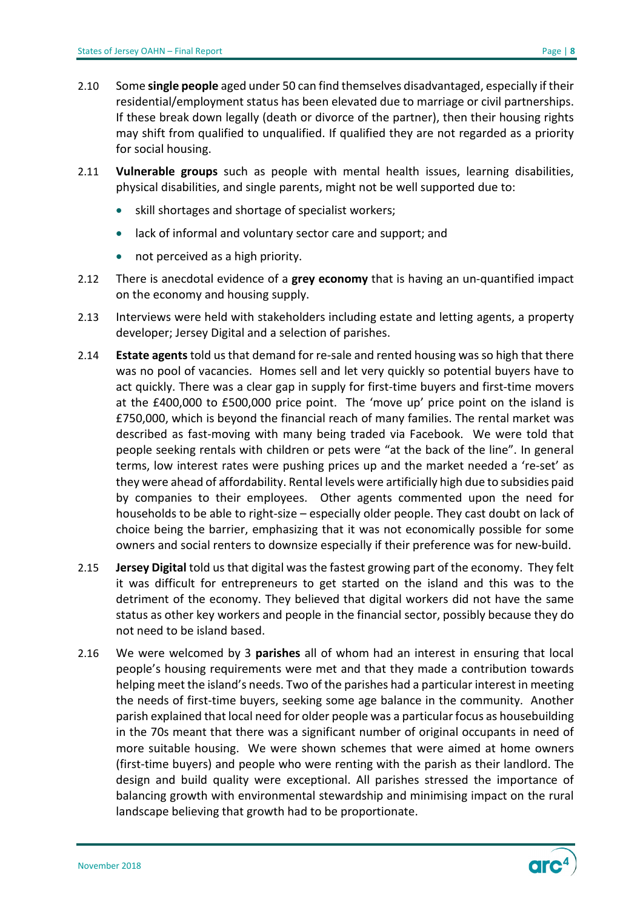2.10 Some **single people** aged under 50 can find themselves disadvantaged, especially if their residential/employment status has been elevated due to marriage or civil partnerships. If these break down legally (death or divorce of the partner), then their housing rights may shift from qualified to unqualified. If qualified they are not regarded as a priority for social housing.

2.11 **Vulnerable groups** such as people with mental health issues, learning disabilities, physical disabilities, and single parents, might not be well supported due to:

- skill shortages and shortage of specialist workers;
- lack of informal and voluntary sector care and support; and
- not perceived as a high priority.

2.12 There is anecdotal evidence of a **grey economy** that is having an un-quantified impact on the economy and housing supply.

2.13 Interviews were held with stakeholders including estate and letting agents, a property developer; Jersey Digital and a selection of parishes.

2.14 **Estate agents** told us that demand for re-sale and rented housing was so high that there was no pool of vacancies. Homes sell and let very quickly so potential buyers have to act quickly. There was a clear gap in supply for first-time buyers and first-time movers at the £400,000 to £500,000 price point. The 'move up' price point on the island is £750,000, which is beyond the financial reach of many families. The rental market was described as fast-moving with many being traded via Facebook. We were told that people seeking rentals with children or pets were "at the back of the line". In general terms, low interest rates were pushing prices up and the market needed a 're-set' as they were ahead of affordability. Rental levels were artificially high due to subsidies paid by companies to their employees. Other agents commented upon the need for households to be able to right-size – especially older people. They cast doubt on lack of choice being the barrier, emphasizing that it was not economically possible for some owners and social renters to downsize especially if their preference was for new-build.

2.15 **Jersey Digital** told us that digital was the fastest growing part of the economy. They felt it was difficult for entrepreneurs to get started on the island and this was to the detriment of the economy. They believed that digital workers did not have the same status as other key workers and people in the financial sector, possibly because they do not need to be island based.

2.16 We were welcomed by 3 **parishes** all of whom had an interest in ensuring that local people's housing requirements were met and that they made a contribution towards helping meet the island's needs. Two of the parishes had a particular interest in meeting the needs of first-time buyers, seeking some age balance in the community. Another parish explained that local need for older people was a particular focus as housebuilding in the 70s meant that there was a significant number of original occupants in need of more suitable housing. We were shown schemes that were aimed at home owners (first-time buyers) and people who were renting with the parish as their landlord. The design and build quality were exceptional. All parishes stressed the importance of balancing growth with environmental stewardship and minimising impact on the rural landscape believing that growth had to be proportionate.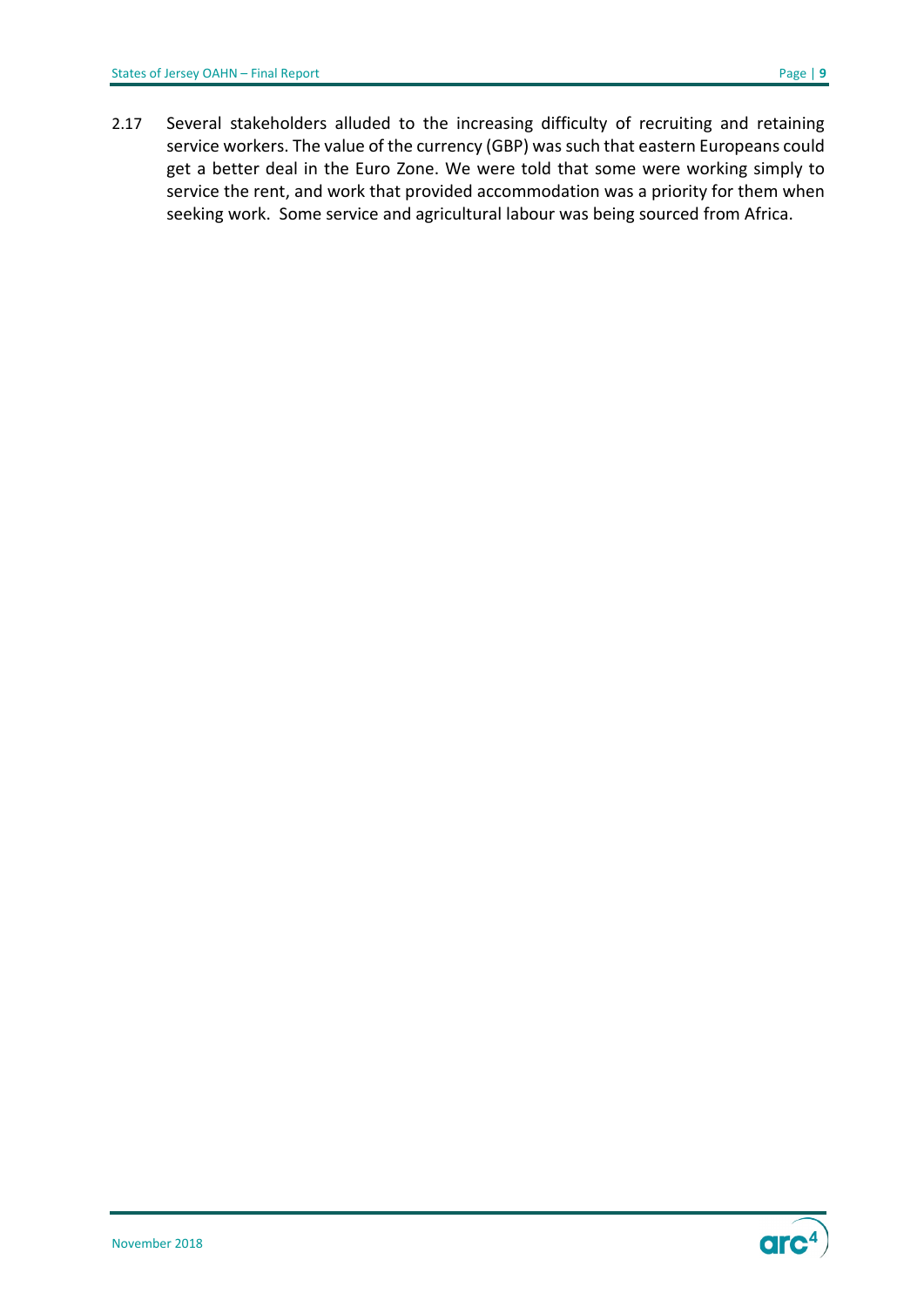2.17 Several stakeholders alluded to the increasing difficulty of recruiting and retaining service workers. The value of the currency (GBP) was such that eastern Europeans could get a better deal in the Euro Zone. We were told that some were working simply to service the rent, and work that provided accommodation was a priority for them when seeking work. Some service and agricultural labour was being sourced from Africa.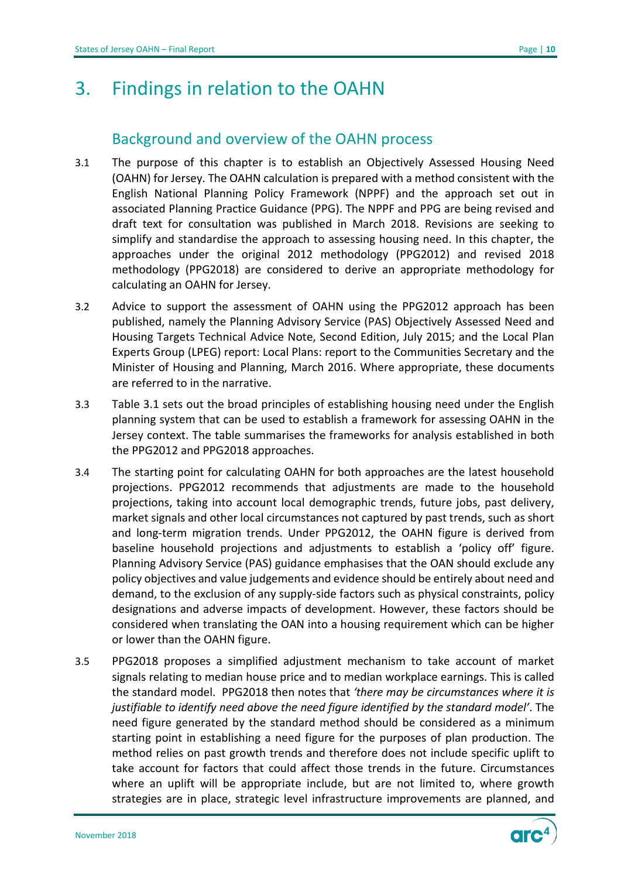# 3. Findings in relation to the OAHN

## Background and overview of the OAHN process

3.1 The purpose of this chapter is to establish an Objectively Assessed Housing Need (OAHN) for Jersey. The OAHN calculation is prepared with a method consistent with the English National Planning Policy Framework (NPPF) and the approach set out in associated Planning Practice Guidance (PPG). The NPPF and PPG are being revised and draft text for consultation was published in March 2018. Revisions are seeking to simplify and standardise the approach to assessing housing need. In this chapter, the approaches under the original 2012 methodology (PPG2012) and revised 2018 methodology (PPG2018) are considered to derive an appropriate methodology for calculating an OAHN for Jersey.

3.2 Advice to support the assessment of OAHN using the PPG2012 approach has been published, namely the Planning Advisory Service (PAS) Objectively Assessed Need and Housing Targets Technical Advice Note, Second Edition, July 2015; and the Local Plan Experts Group (LPEG) report: Local Plans: report to the Communities Secretary and the Minister of Housing and Planning, March 2016. Where appropriate, these documents are referred to in the narrative.

3.3 Table 3.1 sets out the broad principles of establishing housing need under the English planning system that can be used to establish a framework for assessing OAHN in the Jersey context. The table summarises the frameworks for analysis established in both the PPG2012 and PPG2018 approaches.

3.4 The starting point for calculating OAHN for both approaches are the latest household projections. PPG2012 recommends that adjustments are made to the household projections, taking into account local demographic trends, future jobs, past delivery, market signals and other local circumstances not captured by past trends, such as short and long-term migration trends. Under PPG2012, the OAHN figure is derived from baseline household projections and adjustments to establish a 'policy off' figure. Planning Advisory Service (PAS) guidance emphasises that the OAN should exclude any policy objectives and value judgements and evidence should be entirely about need and demand, to the exclusion of any supply-side factors such as physical constraints, policy designations and adverse impacts of development. However, these factors should be considered when translating the OAN into a housing requirement which can be higher or lower than the OAHN figure.

3.5 PPG2018 proposes a simplified adjustment mechanism to take account of market signals relating to median house price and to median workplace earnings. This is called the standard model. PPG2018 then notes that *'there may be circumstances where it is justifiable to identify need above the need figure identified by the standard model'*. The need figure generated by the standard method should be considered as a minimum starting point in establishing a need figure for the purposes of plan production. The method relies on past growth trends and therefore does not include specific uplift to take account for factors that could affect those trends in the future. Circumstances where an uplift will be appropriate include, but are not limited to, where growth strategies are in place, strategic level infrastructure improvements are planned, and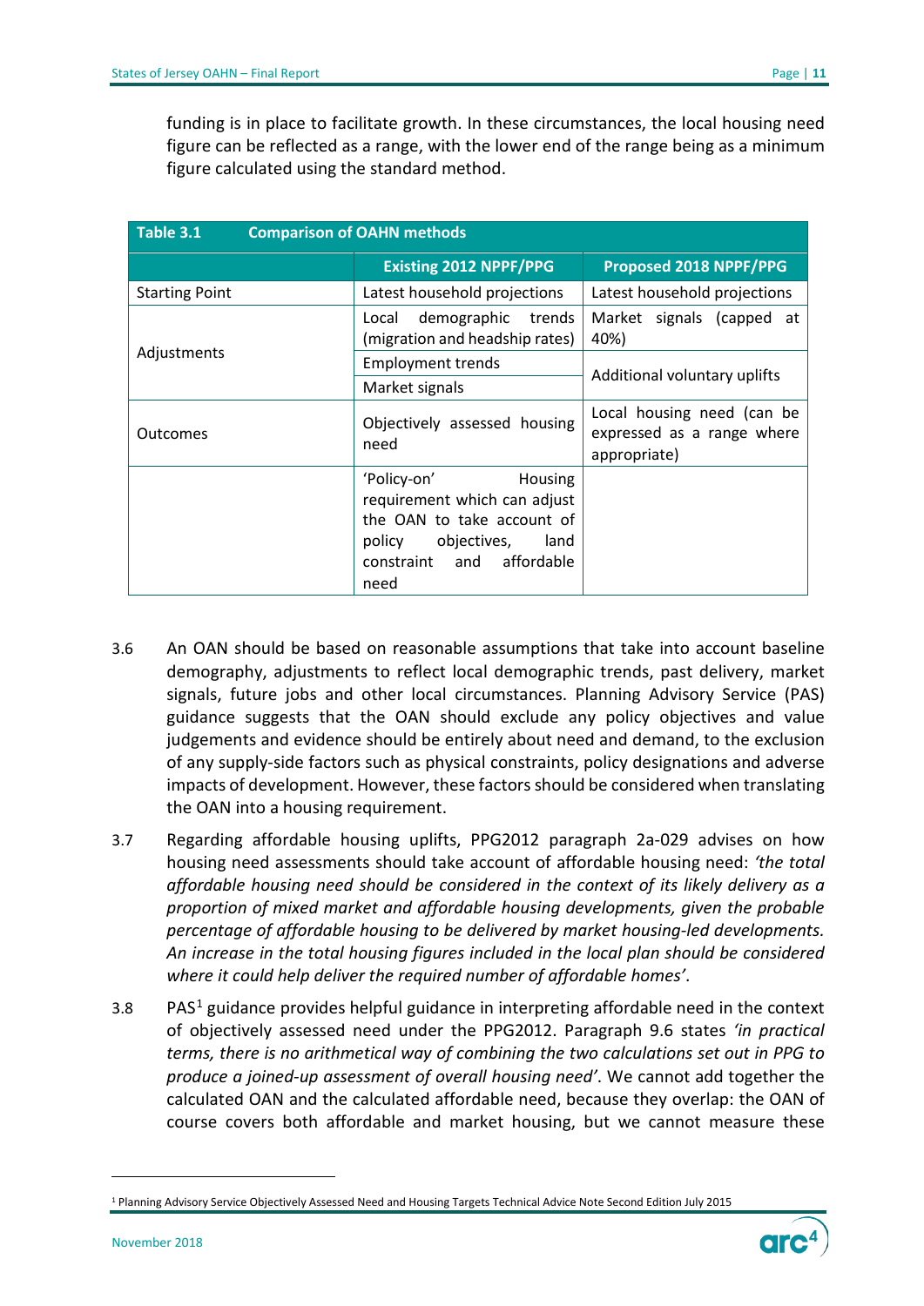funding is in place to facilitate growth. In these circumstances, the local housing need figure can be reflected as a range, with the lower end of the range being as a minimum figure calculated using the standard method.

**Table 3.1 Comparison of OAHN methods**

| | Existing 2012 NPPF/PPG | Proposed 2018 NPPF/PPG |
|---|---|---|
| Starting Point | Latest household projections | Latest household projections |
| Adjustments | Local demographic trends (migration and headship rates) | Market signals (capped at 40%) |
| | Employment trends | Additional voluntary uplifts |
| | Market signals | |
| Outcomes | Objectively assessed housing need | Local housing need (can be expressed as a range where appropriate) |
| | 'Policy-on' Housing requirement which can adjust the OAN to take account of policy objectives, land constraint and affordable need | |

3.6 An OAN should be based on reasonable assumptions that take into account baseline demography, adjustments to reflect local demographic trends, past delivery, market signals, future jobs and other local circumstances. Planning Advisory Service (PAS) guidance suggests that the OAN should exclude any policy objectives and value judgements and evidence should be entirely about need and demand, to the exclusion of any supply-side factors such as physical constraints, policy designations and adverse impacts of development. However, these factors should be considered when translating the OAN into a housing requirement.

3.7 Regarding affordable housing uplifts, PPG2012 paragraph 2a-029 advises on how housing need assessments should take account of affordable housing need: *'the total affordable housing need should be considered in the context of its likely delivery as a proportion of mixed market and affordable housing developments, given the probable percentage of affordable housing to be delivered by market housing-led developments. An increase in the total housing figures included in the local plan should be considered where it could help deliver the required number of affordable homes'*.

3.8 PAS[1] guidance provides helpful guidance in interpreting affordable need in the context of objectively assessed need under the PPG2012. Paragraph 9.6 states *'in practical terms, there is no arithmetical way of combining the two calculations set out in PPG to produce a joined-up assessment of overall housing need'*. We cannot add together the calculated OAN and the calculated affordable need, because they overlap: the OAN of course covers both affordable and market housing, but we cannot measure these

[1] Planning Advisory Service Objectively Assessed Need and Housing Targets Technical Advice Note Second Edition July 2015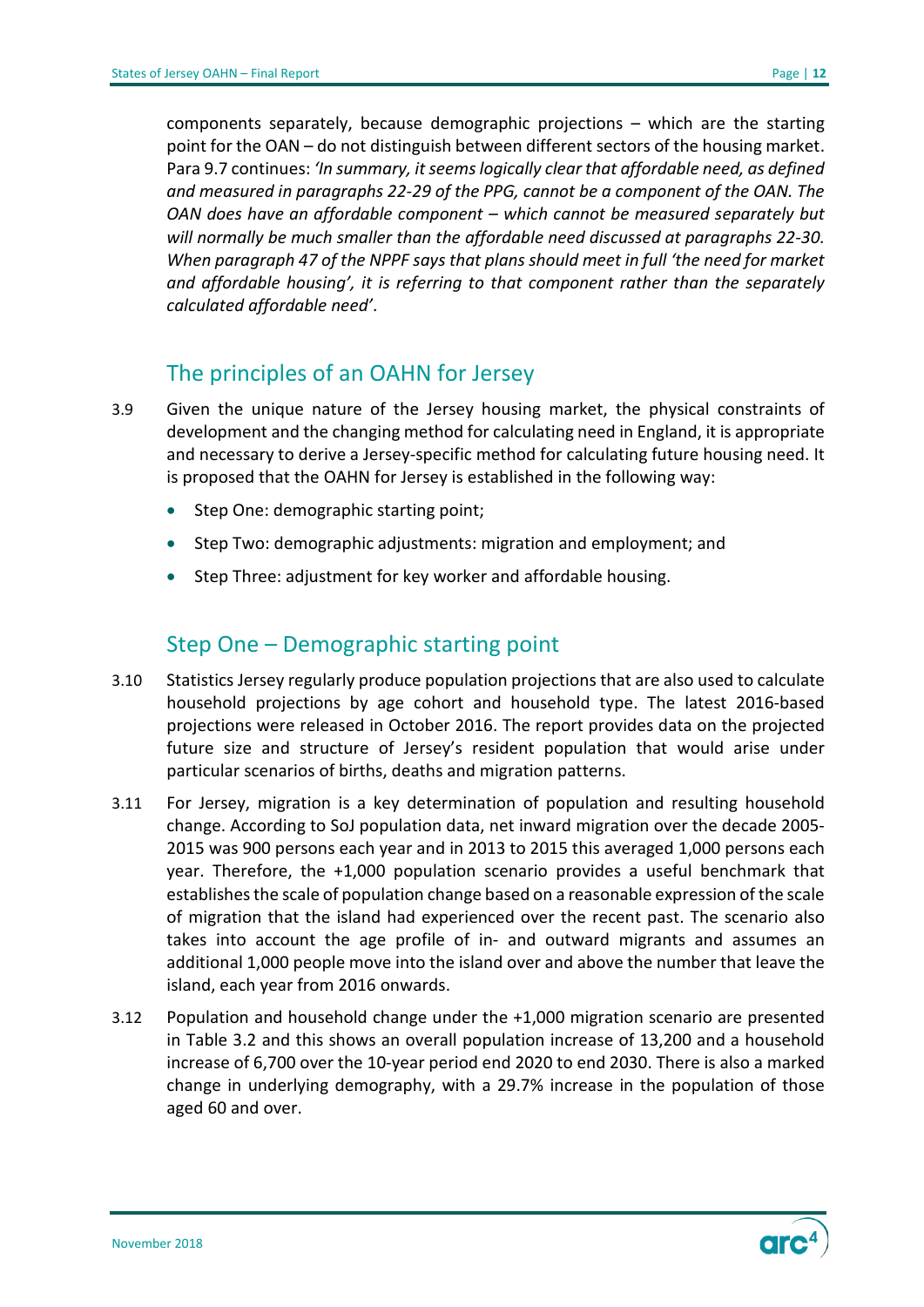components separately, because demographic projections – which are the starting point for the OAN – do not distinguish between different sectors of the housing market. Para 9.7 continues: *'In summary, it seems logically clear that affordable need, as defined and measured in paragraphs 22-29 of the PPG, cannot be a component of the OAN. The OAN does have an affordable component – which cannot be measured separately but will normally be much smaller than the affordable need discussed at paragraphs 22-30. When paragraph 47 of the NPPF says that plans should meet in full 'the need for market and affordable housing', it is referring to that component rather than the separately calculated affordable need'*.

## The principles of an OAHN for Jersey

3.9 Given the unique nature of the Jersey housing market, the physical constraints of development and the changing method for calculating need in England, it is appropriate and necessary to derive a Jersey-specific method for calculating future housing need. It is proposed that the OAHN for Jersey is established in the following way:

- Step One: demographic starting point;
- Step Two: demographic adjustments: migration and employment; and
- Step Three: adjustment for key worker and affordable housing.

## Step One – Demographic starting point

3.10 Statistics Jersey regularly produce population projections that are also used to calculate household projections by age cohort and household type. The latest 2016-based projections were released in October 2016. The report provides data on the projected future size and structure of Jersey's resident population that would arise under particular scenarios of births, deaths and migration patterns.

3.11 For Jersey, migration is a key determination of population and resulting household change. According to SoJ population data, net inward migration over the decade 2005-2015 was 900 persons each year and in 2013 to 2015 this averaged 1,000 persons each year. Therefore, the +1,000 population scenario provides a useful benchmark that establishes the scale of population change based on a reasonable expression of the scale of migration that the island had experienced over the recent past. The scenario also takes into account the age profile of in- and outward migrants and assumes an additional 1,000 people move into the island over and above the number that leave the island, each year from 2016 onwards.

3.12 Population and household change under the +1,000 migration scenario are presented in Table 3.2 and this shows an overall population increase of 13,200 and a household increase of 6,700 over the 10-year period end 2020 to end 2030. There is also a marked change in underlying demography, with a 29.7% increase in the population of those aged 60 and over.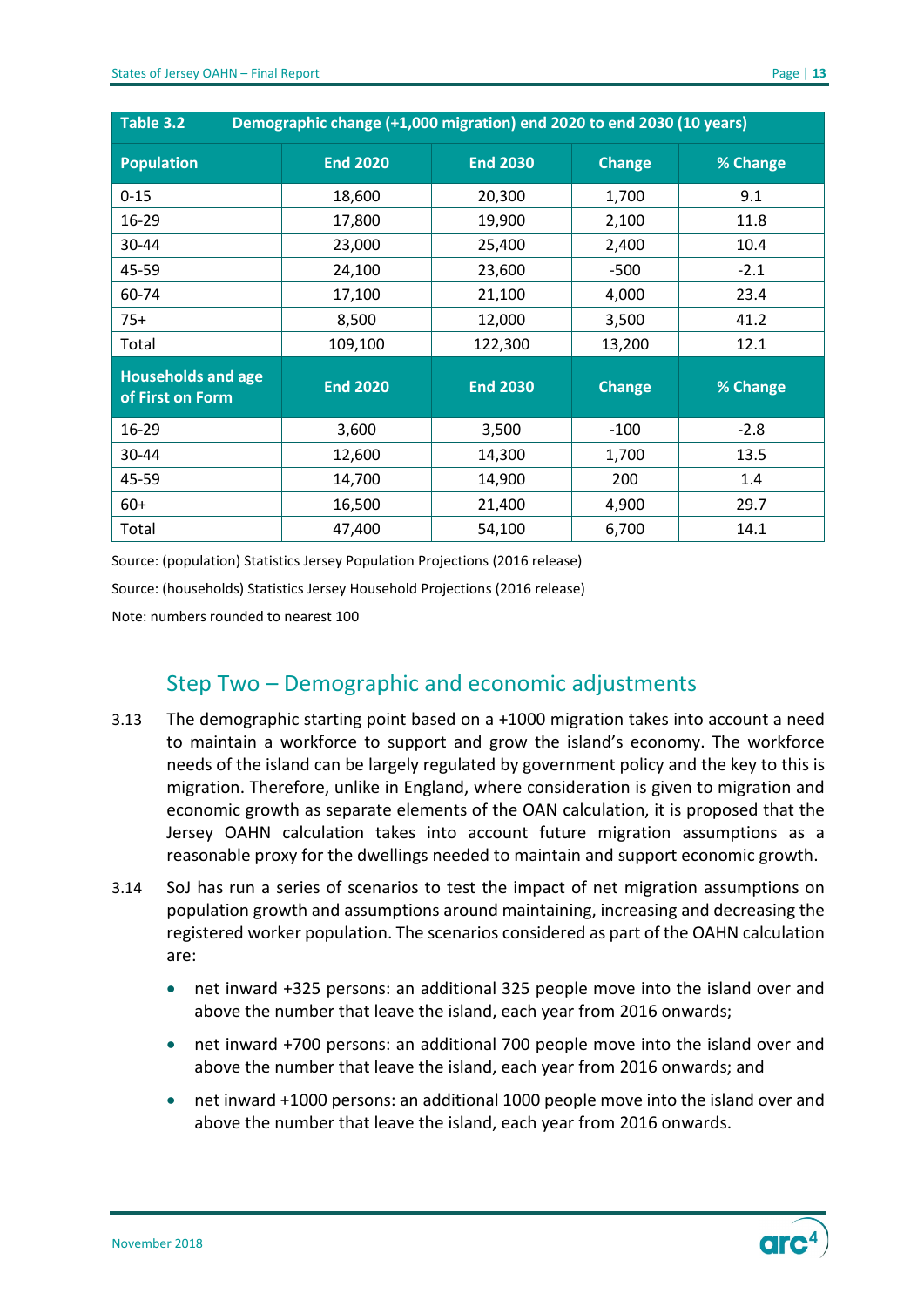| Table 3.2 | Demographic change (+1,000 migration) end 2020 to end 2030 (10 years) | | | |
|---|---|---|---|---|
| **Population** | **End 2020** | **End 2030** | **Change** | **% Change** |
| 0-15 | 18,600 | 20,300 | 1,700 | 9.1 |
| 16-29 | 17,800 | 19,900 | 2,100 | 11.8 |
| 30-44 | 23,000 | 25,400 | 2,400 | 10.4 |
| 45-59 | 24,100 | 23,600 | -500 | -2.1 |
| 60-74 | 17,100 | 21,100 | 4,000 | 23.4 |
| 75+ | 8,500 | 12,000 | 3,500 | 41.2 |
| Total | 109,100 | 122,300 | 13,200 | 12.1 |
| **Households and age of First on Form** | **End 2020** | **End 2030** | **Change** | **% Change** |
| 16-29 | 3,600 | 3,500 | -100 | -2.8 |
| 30-44 | 12,600 | 14,300 | 1,700 | 13.5 |
| 45-59 | 14,700 | 14,900 | 200 | 1.4 |
| 60+ | 16,500 | 21,400 | 4,900 | 29.7 |
| Total | 47,400 | 54,100 | 6,700 | 14.1 |

Source: (population) Statistics Jersey Population Projections (2016 release)

Source: (households) Statistics Jersey Household Projections (2016 release)

Note: numbers rounded to nearest 100

## Step Two – Demographic and economic adjustments

3.13 The demographic starting point based on a +1000 migration takes into account a need to maintain a workforce to support and grow the island's economy. The workforce needs of the island can be largely regulated by government policy and the key to this is migration. Therefore, unlike in England, where consideration is given to migration and economic growth as separate elements of the OAN calculation, it is proposed that the Jersey OAHN calculation takes into account future migration assumptions as a reasonable proxy for the dwellings needed to maintain and support economic growth.

3.14 SoJ has run a series of scenarios to test the impact of net migration assumptions on population growth and assumptions around maintaining, increasing and decreasing the registered worker population. The scenarios considered as part of the OAHN calculation are:

- net inward +325 persons: an additional 325 people move into the island over and above the number that leave the island, each year from 2016 onwards;
- net inward +700 persons: an additional 700 people move into the island over and above the number that leave the island, each year from 2016 onwards; and
- net inward +1000 persons: an additional 1000 people move into the island over and above the number that leave the island, each year from 2016 onwards.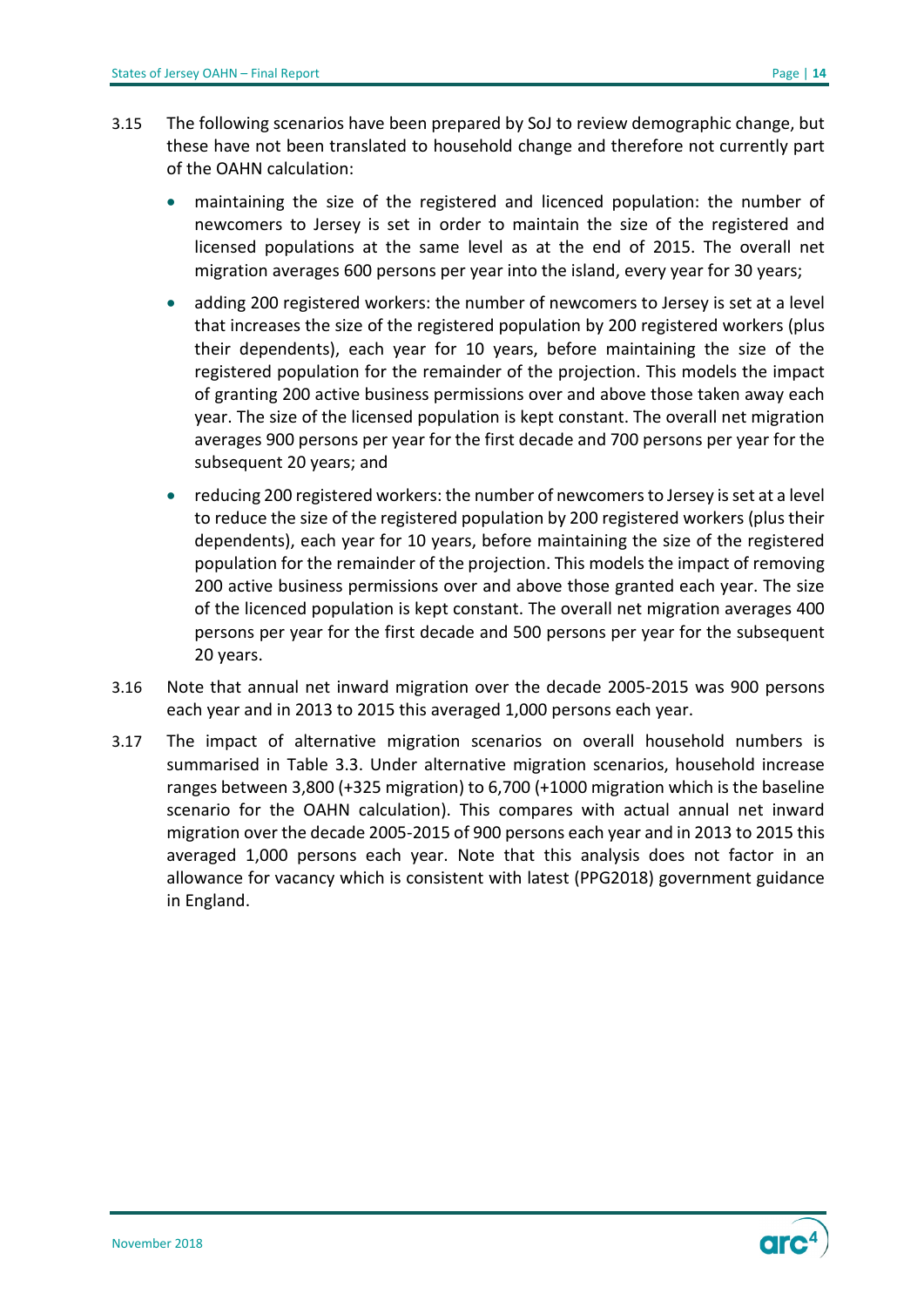3.15 The following scenarios have been prepared by SoJ to review demographic change, but these have not been translated to household change and therefore not currently part of the OAHN calculation:

- maintaining the size of the registered and licenced population: the number of newcomers to Jersey is set in order to maintain the size of the registered and licensed populations at the same level as at the end of 2015. The overall net migration averages 600 persons per year into the island, every year for 30 years;
- adding 200 registered workers: the number of newcomers to Jersey is set at a level that increases the size of the registered population by 200 registered workers (plus their dependents), each year for 10 years, before maintaining the size of the registered population for the remainder of the projection. This models the impact of granting 200 active business permissions over and above those taken away each year. The size of the licensed population is kept constant. The overall net migration averages 900 persons per year for the first decade and 700 persons per year for the subsequent 20 years; and
- reducing 200 registered workers: the number of newcomers to Jersey is set at a level to reduce the size of the registered population by 200 registered workers (plus their dependents), each year for 10 years, before maintaining the size of the registered population for the remainder of the projection. This models the impact of removing 200 active business permissions over and above those granted each year. The size of the licenced population is kept constant. The overall net migration averages 400 persons per year for the first decade and 500 persons per year for the subsequent 20 years.

3.16 Note that annual net inward migration over the decade 2005-2015 was 900 persons each year and in 2013 to 2015 this averaged 1,000 persons each year.

3.17 The impact of alternative migration scenarios on overall household numbers is summarised in Table 3.3. Under alternative migration scenarios, household increase ranges between 3,800 (+325 migration) to 6,700 (+1000 migration which is the baseline scenario for the OAHN calculation). This compares with actual annual net inward migration over the decade 2005-2015 of 900 persons each year and in 2013 to 2015 this averaged 1,000 persons each year. Note that this analysis does not factor in an allowance for vacancy which is consistent with latest (PPG2018) government guidance in England.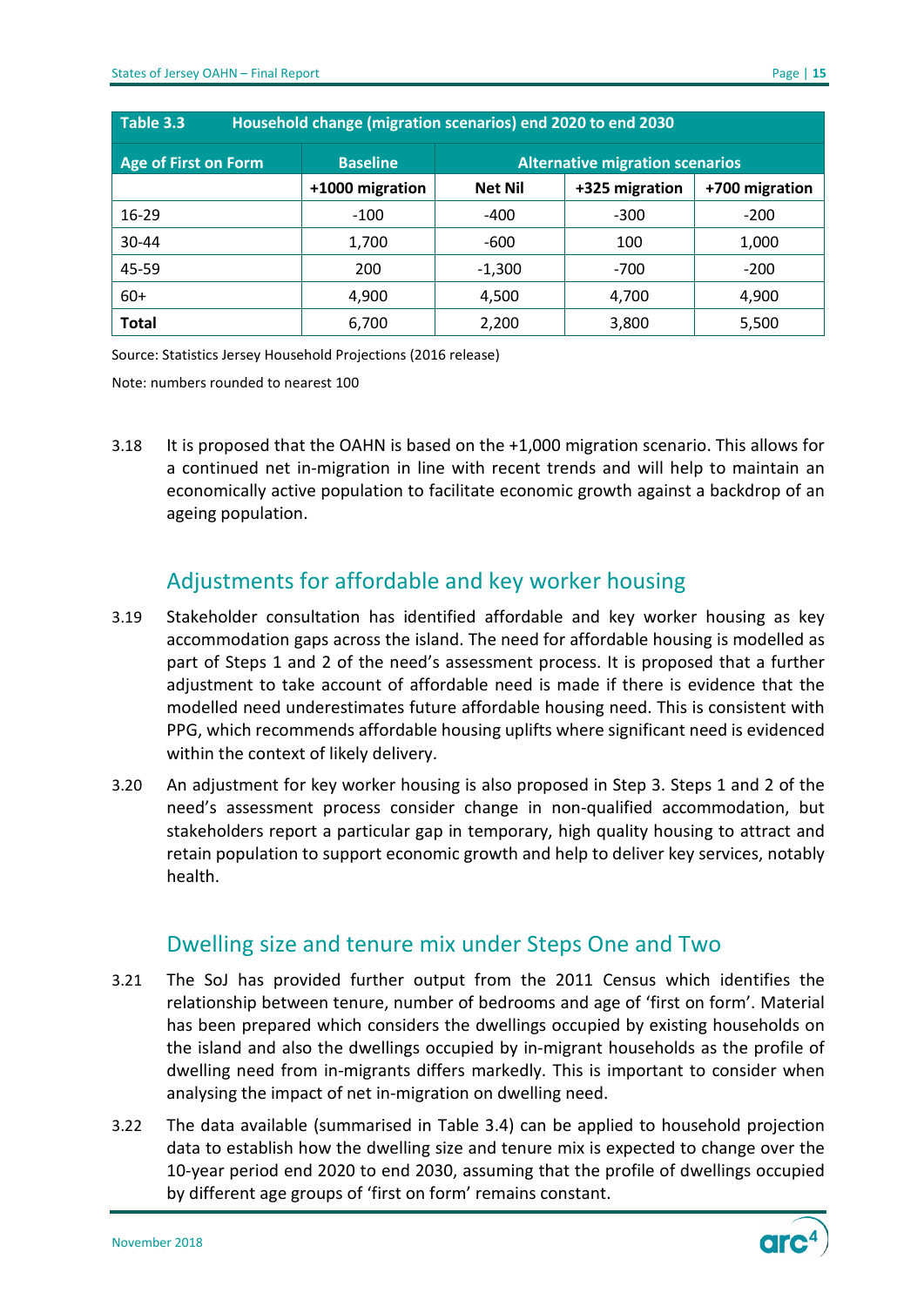| Table 3.3 | Household change (migration scenarios) end 2020 to end 2030 | | | |
|---|---|---|---|---|
| **Age of First on Form** | **Baseline** | **Alternative migration scenarios** | | |
| | **+1000 migration** | **Net Nil** | **+325 migration** | **+700 migration** |
| 16-29 | -100 | -400 | -300 | -200 |
| 30-44 | 1,700 | -600 | 100 | 1,000 |
| 45-59 | 200 | -1,300 | -700 | -200 |
| 60+ | 4,900 | 4,500 | 4,700 | 4,900 |
| **Total** | 6,700 | 2,200 | 3,800 | 5,500 |

Source: Statistics Jersey Household Projections (2016 release)

Note: numbers rounded to nearest 100

3.18 It is proposed that the OAHN is based on the +1,000 migration scenario. This allows for a continued net in-migration in line with recent trends and will help to maintain an economically active population to facilitate economic growth against a backdrop of an ageing population.

## Adjustments for affordable and key worker housing

3.19 Stakeholder consultation has identified affordable and key worker housing as key accommodation gaps across the island. The need for affordable housing is modelled as part of Steps 1 and 2 of the need's assessment process. It is proposed that a further adjustment to take account of affordable need is made if there is evidence that the modelled need underestimates future affordable housing need. This is consistent with PPG, which recommends affordable housing uplifts where significant need is evidenced within the context of likely delivery.

3.20 An adjustment for key worker housing is also proposed in Step 3. Steps 1 and 2 of the need's assessment process consider change in non-qualified accommodation, but stakeholders report a particular gap in temporary, high quality housing to attract and retain population to support economic growth and help to deliver key services, notably health.

## Dwelling size and tenure mix under Steps One and Two

3.21 The SoJ has provided further output from the 2011 Census which identifies the relationship between tenure, number of bedrooms and age of 'first on form'. Material has been prepared which considers the dwellings occupied by existing households on the island and also the dwellings occupied by in-migrant households as the profile of dwelling need from in-migrants differs markedly. This is important to consider when analysing the impact of net in-migration on dwelling need.

3.22 The data available (summarised in Table 3.4) can be applied to household projection data to establish how the dwelling size and tenure mix is expected to change over the 10-year period end 2020 to end 2030, assuming that the profile of dwellings occupied by different age groups of 'first on form' remains constant.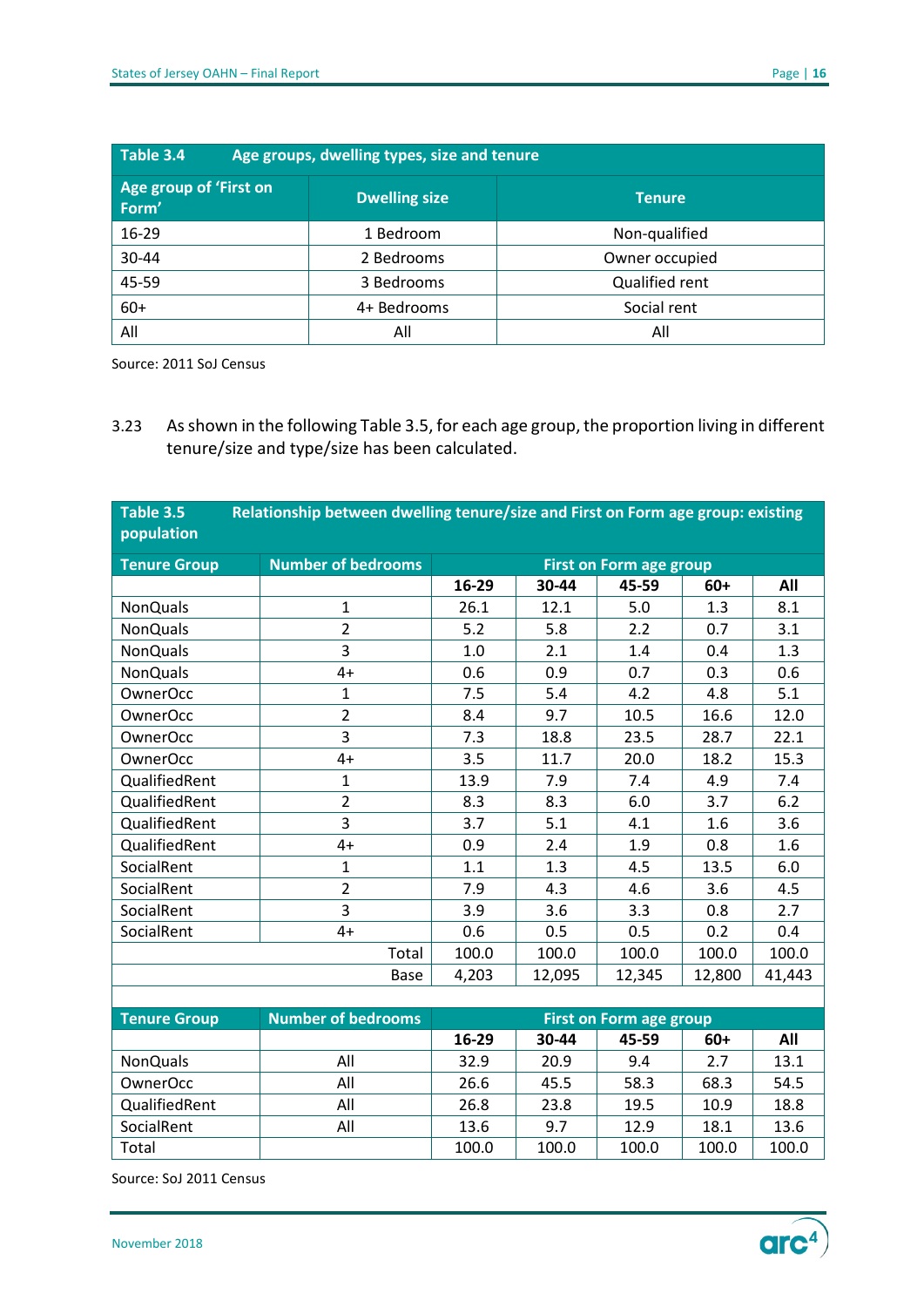| Table 3.4 | Age groups, dwelling types, size and tenure | |
|---|---|---|
| **Age group of 'First on Form'** | **Dwelling size** | **Tenure** |
| 16-29 | 1 Bedroom | Non-qualified |
| 30-44 | 2 Bedrooms | Owner occupied |
| 45-59 | 3 Bedrooms | Qualified rent |
| 60+ | 4+ Bedrooms | Social rent |
| All | All | All |

Source: 2011 SoJ Census

3.23 As shown in the following Table 3.5, for each age group, the proportion living in different tenure/size and type/size has been calculated.

**Table 3.5 Relationship between dwelling tenure/size and First on Form age group: existing population**

| Tenure Group | Number of bedrooms | First on Form age group | | | | |
|---|---|---|---|---|---|---|
| | | **16-29** | **30-44** | **45-59** | **60+** | **All** |
| NonQuals | 1 | 26.1 | 12.1 | 5.0 | 1.3 | 8.1 |
| NonQuals | 2 | 5.2 | 5.8 | 2.2 | 0.7 | 3.1 |
| NonQuals | 3 | 1.0 | 2.1 | 1.4 | 0.4 | 1.3 |
| NonQuals | 4+ | 0.6 | 0.9 | 0.7 | 0.3 | 0.6 |
| OwnerOcc | 1 | 7.5 | 5.4 | 4.2 | 4.8 | 5.1 |
| OwnerOcc | 2 | 8.4 | 9.7 | 10.5 | 16.6 | 12.0 |
| OwnerOcc | 3 | 7.3 | 18.8 | 23.5 | 28.7 | 22.1 |
| OwnerOcc | 4+ | 3.5 | 11.7 | 20.0 | 18.2 | 15.3 |
| QualifiedRent | 1 | 13.9 | 7.9 | 7.4 | 4.9 | 7.4 |
| QualifiedRent | 2 | 8.3 | 8.3 | 6.0 | 3.7 | 6.2 |
| QualifiedRent | 3 | 3.7 | 5.1 | 4.1 | 1.6 | 3.6 |
| QualifiedRent | 4+ | 0.9 | 2.4 | 1.9 | 0.8 | 1.6 |
| SocialRent | 1 | 1.1 | 1.3 | 4.5 | 13.5 | 6.0 |
| SocialRent | 2 | 7.9 | 4.3 | 4.6 | 3.6 | 4.5 |
| SocialRent | 3 | 3.9 | 3.6 | 3.3 | 0.8 | 2.7 |
| SocialRent | 4+ | 0.6 | 0.5 | 0.5 | 0.2 | 0.4 |
| | Total | 100.0 | 100.0 | 100.0 | 100.0 | 100.0 |
| | Base | 4,203 | 12,095 | 12,345 | 12,800 | 41,443 |

| Tenure Group | Number of bedrooms | First on Form age group | | | | |
|---|---|---|---|---|---|---|
| | | **16-29** | **30-44** | **45-59** | **60+** | **All** |
| NonQuals | All | 32.9 | 20.9 | 9.4 | 2.7 | 13.1 |
| OwnerOcc | All | 26.6 | 45.5 | 58.3 | 68.3 | 54.5 |
| QualifiedRent | All | 26.8 | 23.8 | 19.5 | 10.9 | 18.8 |
| SocialRent | All | 13.6 | 9.7 | 12.9 | 18.1 | 13.6 |
| Total | | 100.0 | 100.0 | 100.0 | 100.0 | 100.0 |

Source: SoJ 2011 Census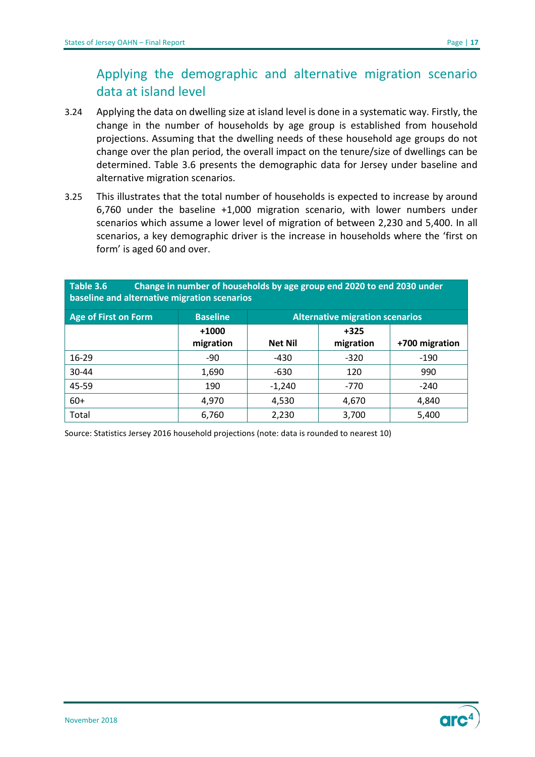## Applying the demographic and alternative migration scenario data at island level

3.24 Applying the data on dwelling size at island level is done in a systematic way. Firstly, the change in the number of households by age group is established from household projections. Assuming that the dwelling needs of these household age groups do not change over the plan period, the overall impact on the tenure/size of dwellings can be determined. Table 3.6 presents the demographic data for Jersey under baseline and alternative migration scenarios.

3.25 This illustrates that the total number of households is expected to increase by around 6,760 under the baseline +1,000 migration scenario, with lower numbers under scenarios which assume a lower level of migration of between 2,230 and 5,400. In all scenarios, a key demographic driver is the increase in households where the 'first on form' is aged 60 and over.

**Table 3.6 Change in number of households by age group end 2020 to end 2030 under baseline and alternative migration scenarios**

| Age of First on Form | Baseline | Alternative migration scenarios | | |
|---|---|---|---|---|
| | +1000 migration | Net Nil | +325 migration | +700 migration |
| 16-29 | -90 | -430 | -320 | -190 |
| 30-44 | 1,690 | -630 | 120 | 990 |
| 45-59 | 190 | -1,240 | -770 | -240 |
| 60+ | 4,970 | 4,530 | 4,670 | 4,840 |
| Total | 6,760 | 2,230 | 3,700 | 5,400 |

Source: Statistics Jersey 2016 household projections (note: data is rounded to nearest 10)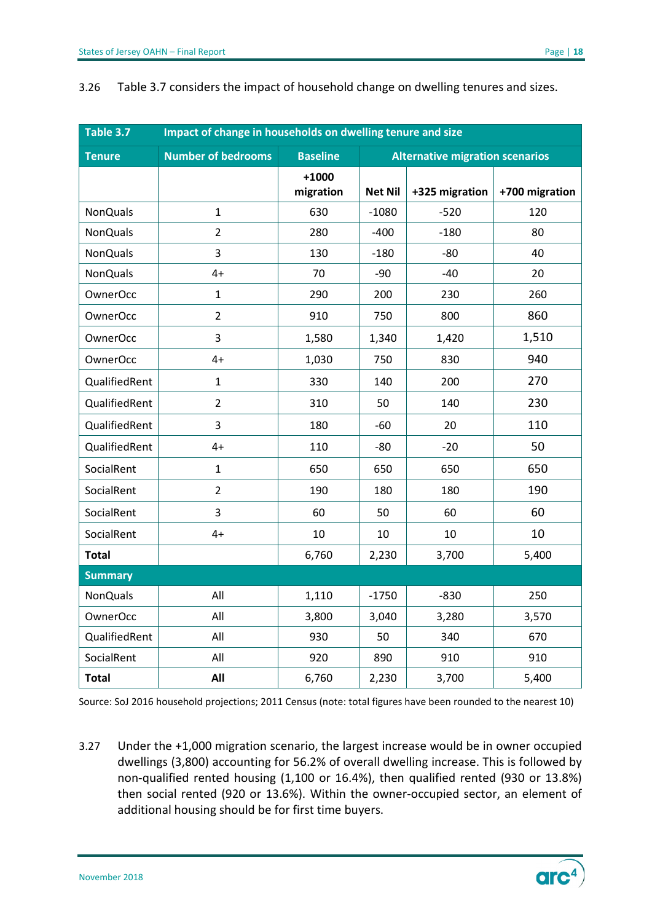3.26 Table 3.7 considers the impact of household change on dwelling tenures and sizes.

| Table 3.7 | Impact of change in households on dwelling tenure and size | | | | |
|---|---|---|---|---|---|
| **Tenure** | **Number of bedrooms** | **Baseline** | **Alternative migration scenarios** | | |
| | | **+1000 migration** | **Net Nil** | **+325 migration** | **+700 migration** |
| NonQuals | 1 | 630 | -1080 | -520 | 120 |
| NonQuals | 2 | 280 | -400 | -180 | 80 |
| NonQuals | 3 | 130 | -180 | -80 | 40 |
| NonQuals | 4+ | 70 | -90 | -40 | 20 |
| OwnerOcc | 1 | 290 | 200 | 230 | 260 |
| OwnerOcc | 2 | 910 | 750 | 800 | 860 |
| OwnerOcc | 3 | 1,580 | 1,340 | 1,420 | 1,510 |
| OwnerOcc | 4+ | 1,030 | 750 | 830 | 940 |
| QualifiedRent | 1 | 330 | 140 | 200 | 270 |
| QualifiedRent | 2 | 310 | 50 | 140 | 230 |
| QualifiedRent | 3 | 180 | -60 | 20 | 110 |
| QualifiedRent | 4+ | 110 | -80 | -20 | 50 |
| SocialRent | 1 | 650 | 650 | 650 | 650 |
| SocialRent | 2 | 190 | 180 | 180 | 190 |
| SocialRent | 3 | 60 | 50 | 60 | 60 |
| SocialRent | 4+ | 10 | 10 | 10 | 10 |
| **Total** | | 6,760 | 2,230 | 3,700 | 5,400 |
| **Summary** | | | | | |
| NonQuals | All | 1,110 | -1750 | -830 | 250 |
| OwnerOcc | All | 3,800 | 3,040 | 3,280 | 3,570 |
| QualifiedRent | All | 930 | 50 | 340 | 670 |
| SocialRent | All | 920 | 890 | 910 | 910 |
| **Total** | **All** | 6,760 | 2,230 | 3,700 | 5,400 |

Source: SoJ 2016 household projections; 2011 Census (note: total figures have been rounded to the nearest 10)

3.27 Under the +1,000 migration scenario, the largest increase would be in owner occupied dwellings (3,800) accounting for 56.2% of overall dwelling increase. This is followed by non-qualified rented housing (1,100 or 16.4%), then qualified rented (930 or 13.8%) then social rented (920 or 13.6%). Within the owner-occupied sector, an element of additional housing should be for first time buyers.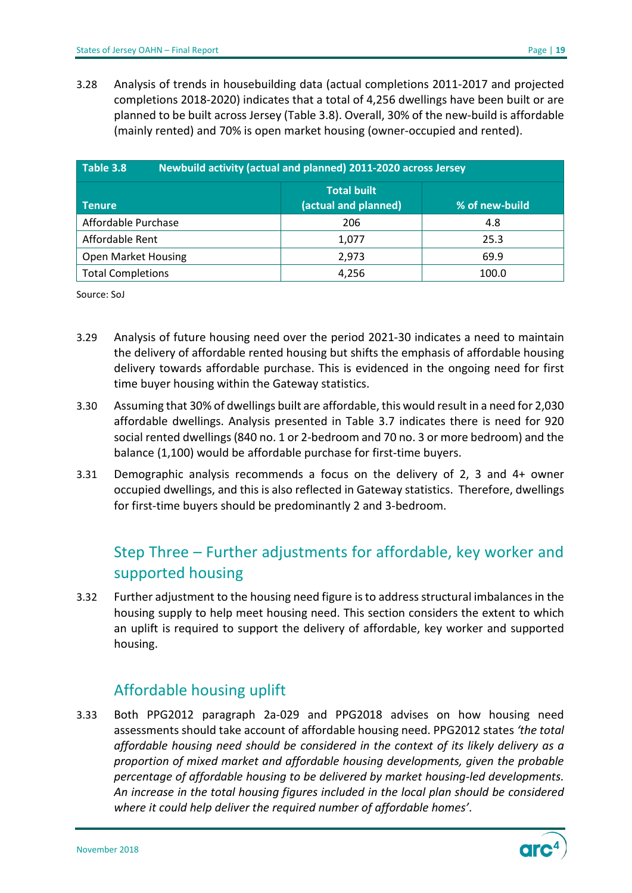3.28 Analysis of trends in housebuilding data (actual completions 2011-2017 and projected completions 2018-2020) indicates that a total of 4,256 dwellings have been built or are planned to be built across Jersey (Table 3.8). Overall, 30% of the new-build is affordable (mainly rented) and 70% is open market housing (owner-occupied and rented).

**Table 3.8 Newbuild activity (actual and planned) 2011-2020 across Jersey**

| Tenure | Total built (actual and planned) | % of new-build |
|---|---|---|
| Affordable Purchase | 206 | 4.8 |
| Affordable Rent | 1,077 | 25.3 |
| Open Market Housing | 2,973 | 69.9 |
| Total Completions | 4,256 | 100.0 |

Source: SoJ

3.29 Analysis of future housing need over the period 2021-30 indicates a need to maintain the delivery of affordable rented housing but shifts the emphasis of affordable housing delivery towards affordable purchase. This is evidenced in the ongoing need for first time buyer housing within the Gateway statistics.

3.30 Assuming that 30% of dwellings built are affordable, this would result in a need for 2,030 affordable dwellings. Analysis presented in Table 3.7 indicates there is need for 920 social rented dwellings (840 no. 1 or 2-bedroom and 70 no. 3 or more bedroom) and the balance (1,100) would be affordable purchase for first-time buyers.

3.31 Demographic analysis recommends a focus on the delivery of 2, 3 and 4+ owner occupied dwellings, and this is also reflected in Gateway statistics. Therefore, dwellings for first-time buyers should be predominantly 2 and 3-bedroom.

## Step Three – Further adjustments for affordable, key worker and supported housing

3.32 Further adjustment to the housing need figure is to address structural imbalances in the housing supply to help meet housing need. This section considers the extent to which an uplift is required to support the delivery of affordable, key worker and supported housing.

### Affordable housing uplift

3.33 Both PPG2012 paragraph 2a-029 and PPG2018 advises on how housing need assessments should take account of affordable housing need. PPG2012 states *'the total affordable housing need should be considered in the context of its likely delivery as a proportion of mixed market and affordable housing developments, given the probable percentage of affordable housing to be delivered by market housing-led developments. An increase in the total housing figures included in the local plan should be considered where it could help deliver the required number of affordable homes'*.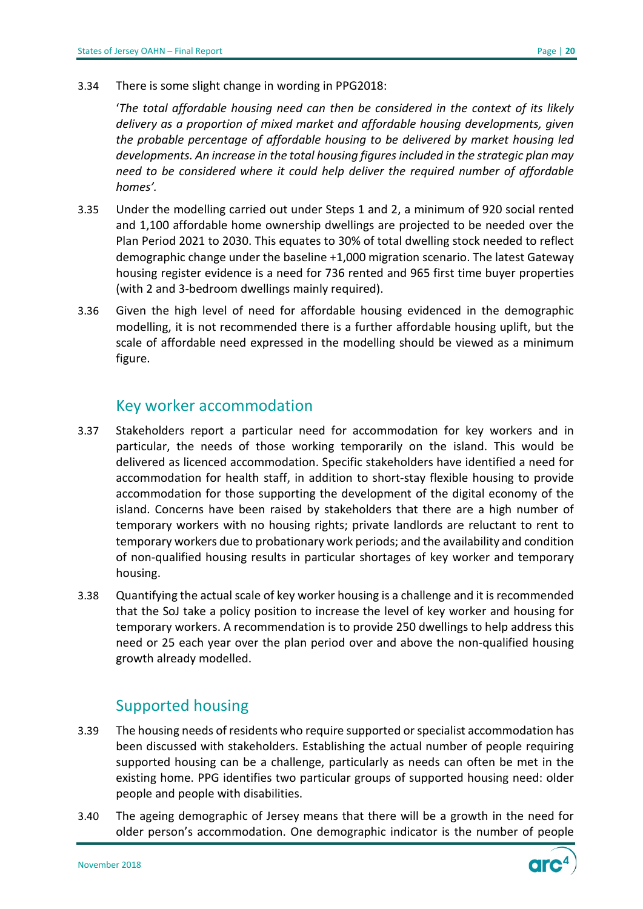3.34 There is some slight change in wording in PPG2018:

'*The total affordable housing need can then be considered in the context of its likely delivery as a proportion of mixed market and affordable housing developments, given the probable percentage of affordable housing to be delivered by market housing led developments. An increase in the total housing figures included in the strategic plan may need to be considered where it could help deliver the required number of affordable homes'.*

3.35 Under the modelling carried out under Steps 1 and 2, a minimum of 920 social rented and 1,100 affordable home ownership dwellings are projected to be needed over the Plan Period 2021 to 2030. This equates to 30% of total dwelling stock needed to reflect demographic change under the baseline +1,000 migration scenario. The latest Gateway housing register evidence is a need for 736 rented and 965 first time buyer properties (with 2 and 3-bedroom dwellings mainly required).

3.36 Given the high level of need for affordable housing evidenced in the demographic modelling, it is not recommended there is a further affordable housing uplift, but the scale of affordable need expressed in the modelling should be viewed as a minimum figure.

## Key worker accommodation

3.37 Stakeholders report a particular need for accommodation for key workers and in particular, the needs of those working temporarily on the island. This would be delivered as licenced accommodation. Specific stakeholders have identified a need for accommodation for health staff, in addition to short-stay flexible housing to provide accommodation for those supporting the development of the digital economy of the island. Concerns have been raised by stakeholders that there are a high number of temporary workers with no housing rights; private landlords are reluctant to rent to temporary workers due to probationary work periods; and the availability and condition of non-qualified housing results in particular shortages of key worker and temporary housing.

3.38 Quantifying the actual scale of key worker housing is a challenge and it is recommended that the SoJ take a policy position to increase the level of key worker and housing for temporary workers. A recommendation is to provide 250 dwellings to help address this need or 25 each year over the plan period over and above the non-qualified housing growth already modelled.

## Supported housing

3.39 The housing needs of residents who require supported or specialist accommodation has been discussed with stakeholders. Establishing the actual number of people requiring supported housing can be a challenge, particularly as needs can often be met in the existing home. PPG identifies two particular groups of supported housing need: older people and people with disabilities.

3.40 The ageing demographic of Jersey means that there will be a growth in the need for older person's accommodation. One demographic indicator is the number of people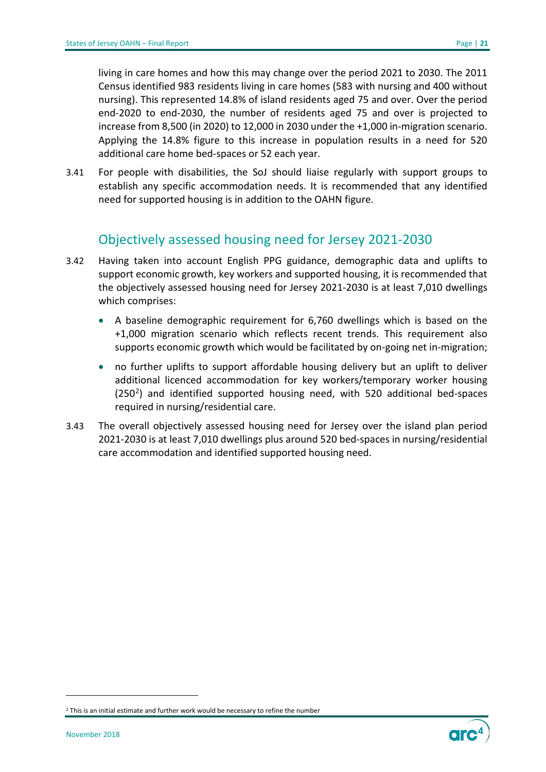living in care homes and how this may change over the period 2021 to 2030. The 2011 Census identified 983 residents living in care homes (583 with nursing and 400 without nursing). This represented 14.8% of island residents aged 75 and over. Over the period end-2020 to end-2030, the number of residents aged 75 and over is projected to increase from 8,500 (in 2020) to 12,000 in 2030 under the +1,000 in-migration scenario. Applying the 14.8% figure to this increase in population results in a need for 520 additional care home bed-spaces or 52 each year.

3.41 For people with disabilities, the SoJ should liaise regularly with support groups to establish any specific accommodation needs. It is recommended that any identified need for supported housing is in addition to the OAHN figure.

## Objectively assessed housing need for Jersey 2021-2030

3.42 Having taken into account English PPG guidance, demographic data and uplifts to support economic growth, key workers and supported housing, it is recommended that the objectively assessed housing need for Jersey 2021-2030 is at least 7,010 dwellings which comprises:

- A baseline demographic requirement for 6,760 dwellings which is based on the +1,000 migration scenario which reflects recent trends. This requirement also supports economic growth which would be facilitated by on-going net in-migration;
- no further uplifts to support affordable housing delivery but an uplift to deliver additional licenced accommodation for key workers/temporary worker housing (250[2]) and identified supported housing need, with 520 additional bed-spaces required in nursing/residential care.

3.43 The overall objectively assessed housing need for Jersey over the island plan period 2021-2030 is at least 7,010 dwellings plus around 520 bed-spaces in nursing/residential care accommodation and identified supported housing need.

[2] This is an initial estimate and further work would be necessary to refine the number